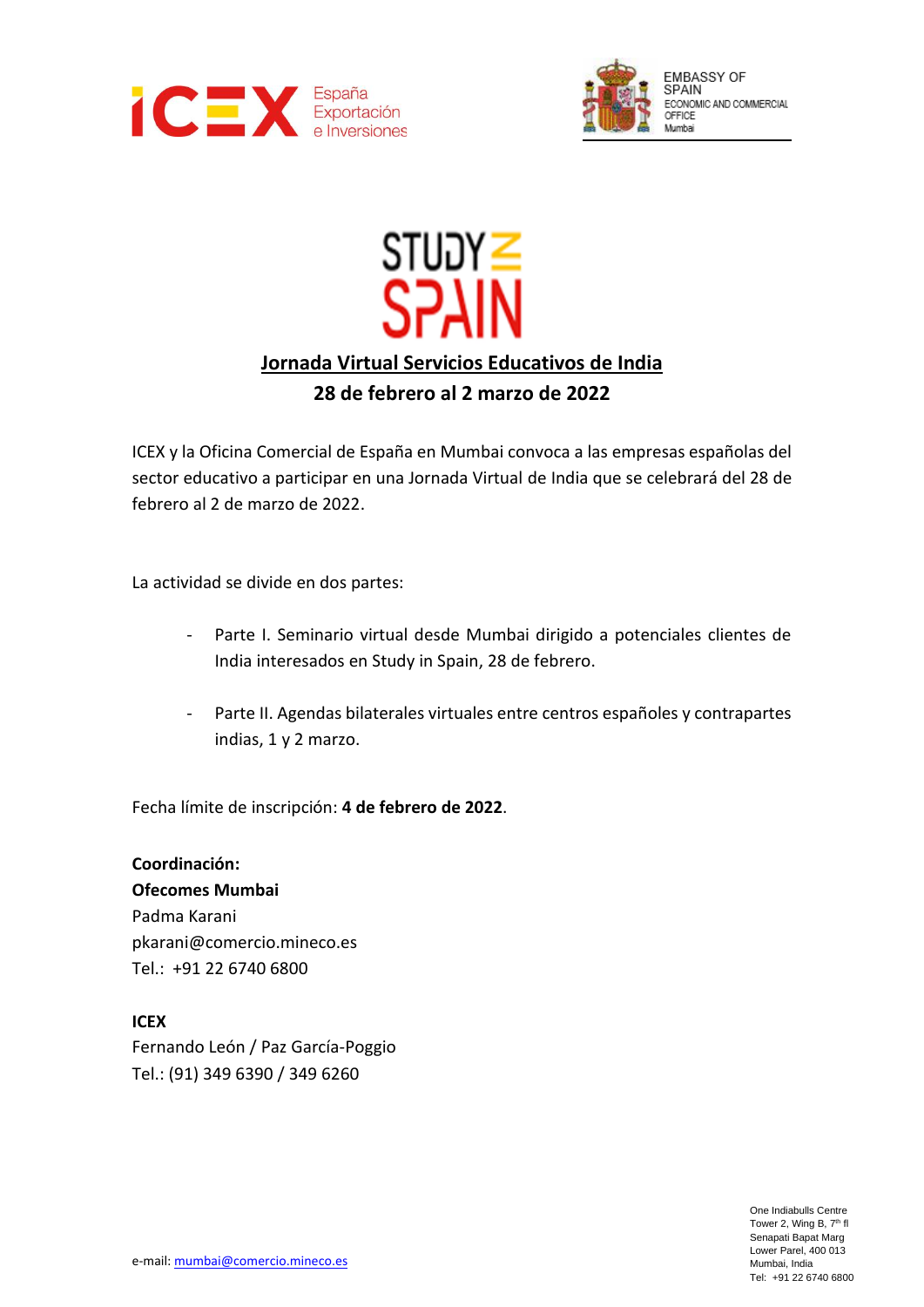ICEX España Exportación e Inversiones

EMBASSY OF SPAIN
ECONOMIC AND COMMERCIAL OFFICE
Mumbai

STUDY IN SPAIN

## Jornada Virtual Servicios Educativos de India

## 28 de febrero al 2 marzo de 2022

ICEX y la Oficina Comercial de España en Mumbai convoca a las empresas españolas del sector educativo a participar en una Jornada Virtual de India que se celebrará del 28 de febrero al 2 de marzo de 2022.

La actividad se divide en dos partes:

- Parte I. Seminario virtual desde Mumbai dirigido a potenciales clientes de India interesados en Study in Spain, 28 de febrero.

- Parte II. Agendas bilaterales virtuales entre centros españoles y contrapartes indias, 1 y 2 marzo.

Fecha límite de inscripción: **4 de febrero de 2022**.

**Coordinación:**
**Ofecomes Mumbai**
Padma Karani
pkarani@comercio.mineco.es
Tel.: +91 22 6740 6800

**ICEX**
Fernando León / Paz García-Poggio
Tel.: (91) 349 6390 / 349 6260

e-mail: mumbai@comercio.mineco.es

One Indiabulls Centre
Tower 2, Wing B, 7th fl
Senapati Bapat Marg
Lower Parel, 400 013
Mumbai, India
Tel: +91 22 6740 6800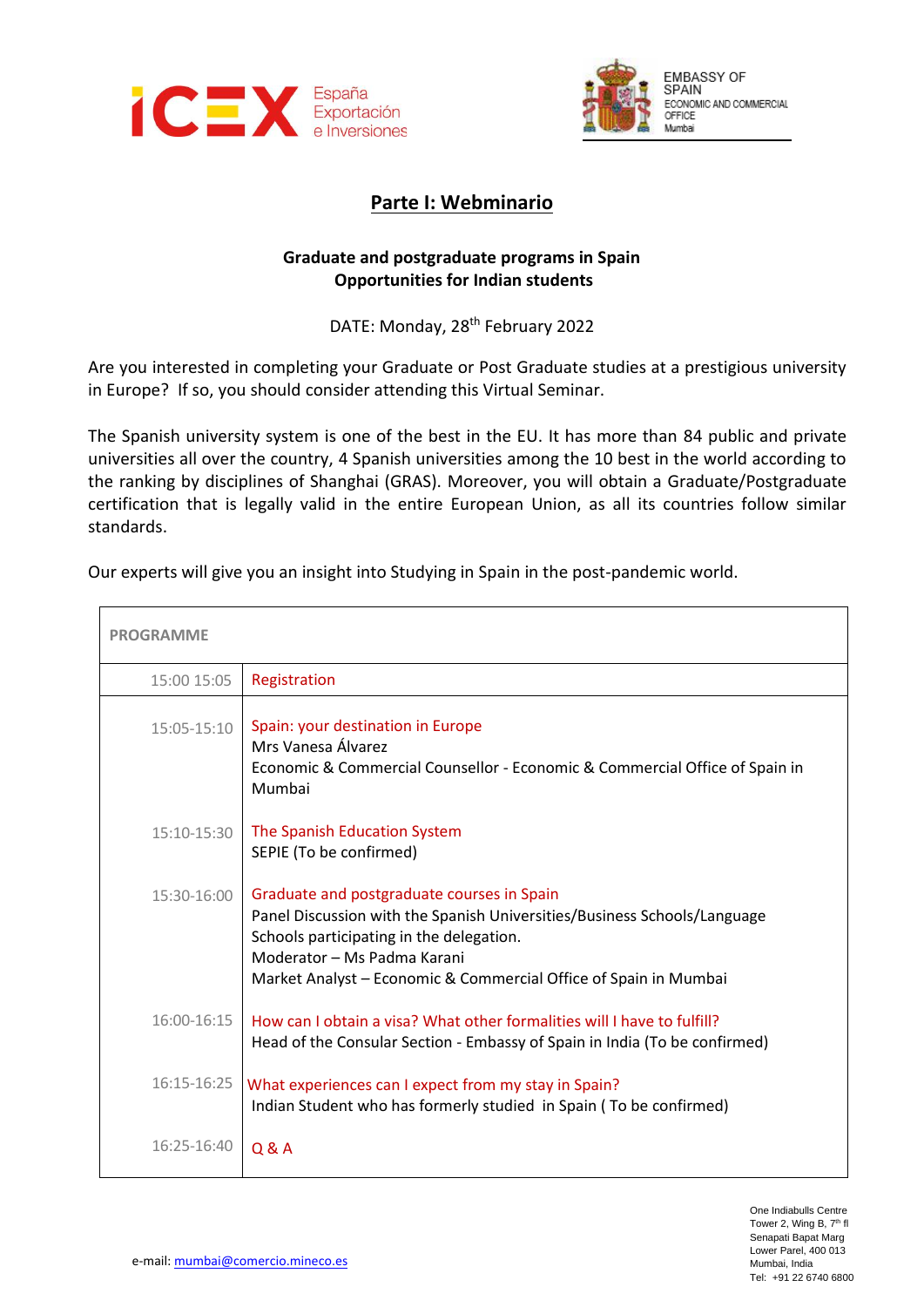ICEX España Exportación e Inversiones

EMBASSY OF SPAIN
ECONOMIC AND COMMERCIAL OFFICE
Mumbai

# Parte I: Webminario

**Graduate and postgraduate programs in Spain**
**Opportunities for Indian students**

DATE: Monday, 28th February 2022

Are you interested in completing your Graduate or Post Graduate studies at a prestigious university in Europe? If so, you should consider attending this Virtual Seminar.

The Spanish university system is one of the best in the EU. It has more than 84 public and private universities all over the country, 4 Spanish universities among the 10 best in the world according to the ranking by disciplines of Shanghai (GRAS). Moreover, you will obtain a Graduate/Postgraduate certification that is legally valid in the entire European Union, as all its countries follow similar standards.

Our experts will give you an insight into Studying in Spain in the post-pandemic world.

| PROGRAMME | |
|---|---|
| 15:00 15:05 | Registration |
| 15:05-15:10 | Spain: your destination in Europe<br>Mrs Vanesa Álvarez<br>Economic & Commercial Counsellor - Economic & Commercial Office of Spain in Mumbai |
| 15:10-15:30 | The Spanish Education System<br>SEPIE (To be confirmed) |
| 15:30-16:00 | Graduate and postgraduate courses in Spain<br>Panel Discussion with the Spanish Universities/Business Schools/Language Schools participating in the delegation.<br>Moderator – Ms Padma Karani<br>Market Analyst – Economic & Commercial Office of Spain in Mumbai |
| 16:00-16:15 | How can I obtain a visa? What other formalities will I have to fulfill?<br>Head of the Consular Section - Embassy of Spain in India (To be confirmed) |
| 16:15-16:25 | What experiences can I expect from my stay in Spain?<br>Indian Student who has formerly studied in Spain ( To be confirmed) |
| 16:25-16:40 | Q & A |

e-mail: mumbai@comercio.mineco.es

One Indiabulls Centre
Tower 2, Wing B, 7th fl
Senapati Bapat Marg
Lower Parel, 400 013
Mumbai, India
Tel: +91 22 6740 6800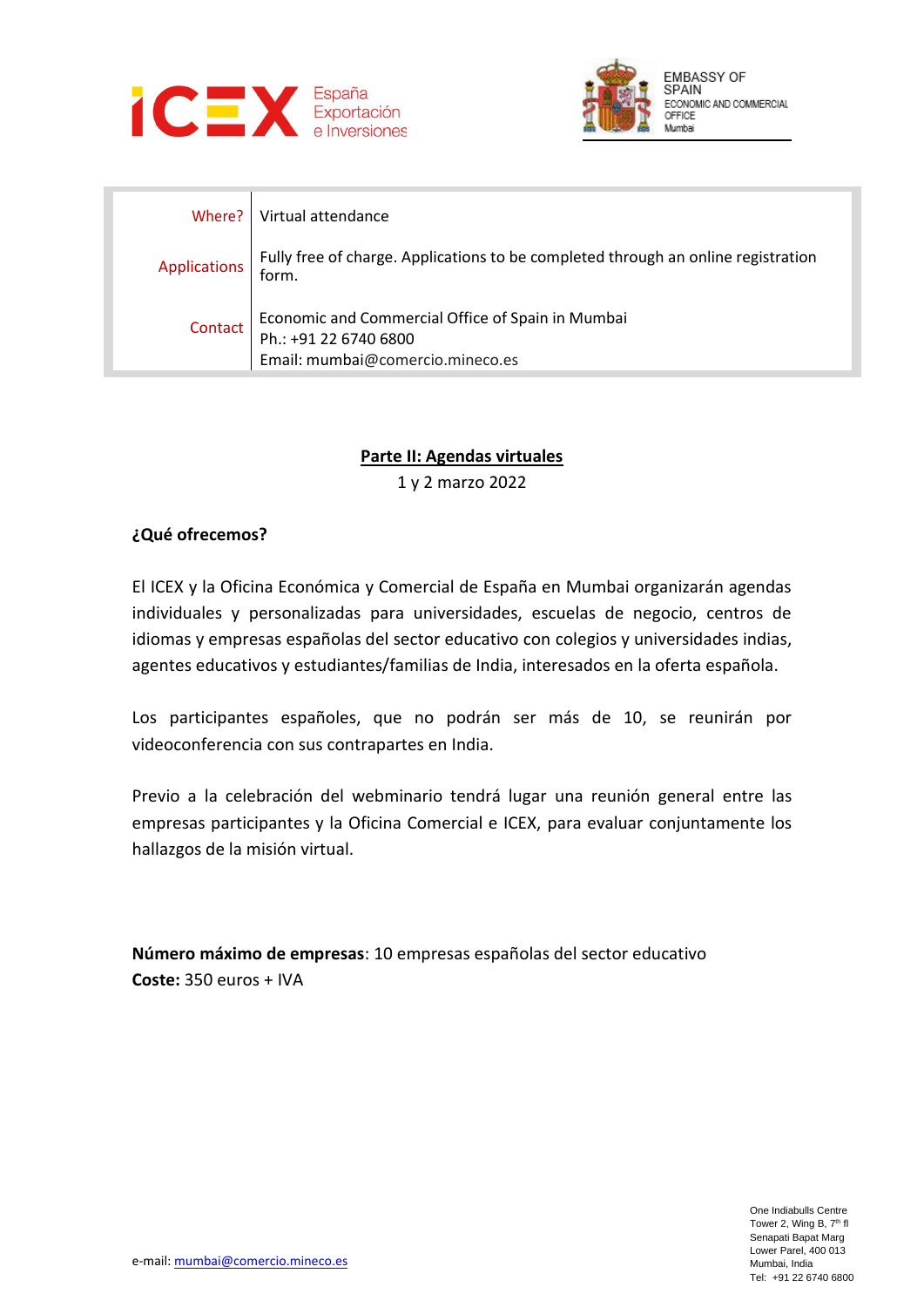| | |
|---|---|
| Where? | Virtual attendance |
| Applications | Fully free of charge. Applications to be completed through an online registration form. |
| Contact | Economic and Commercial Office of Spain in Mumbai<br>Ph.: +91 22 6740 6800<br>Email: mumbai@comercio.mineco.es |

## Parte II: Agendas virtuales

1 y 2 marzo 2022

**¿Qué ofrecemos?**

El ICEX y la Oficina Económica y Comercial de España en Mumbai organizarán agendas individuales y personalizadas para universidades, escuelas de negocio, centros de idiomas y empresas españolas del sector educativo con colegios y universidades indias, agentes educativos y estudiantes/familias de India, interesados en la oferta española.

Los participantes españoles, que no podrán ser más de 10, se reunirán por videoconferencia con sus contrapartes en India.

Previo a la celebración del webminario tendrá lugar una reunión general entre las empresas participantes y la Oficina Comercial e ICEX, para evaluar conjuntamente los hallazgos de la misión virtual.

**Número máximo de empresas**: 10 empresas españolas del sector educativo
**Coste:** 350 euros + IVA